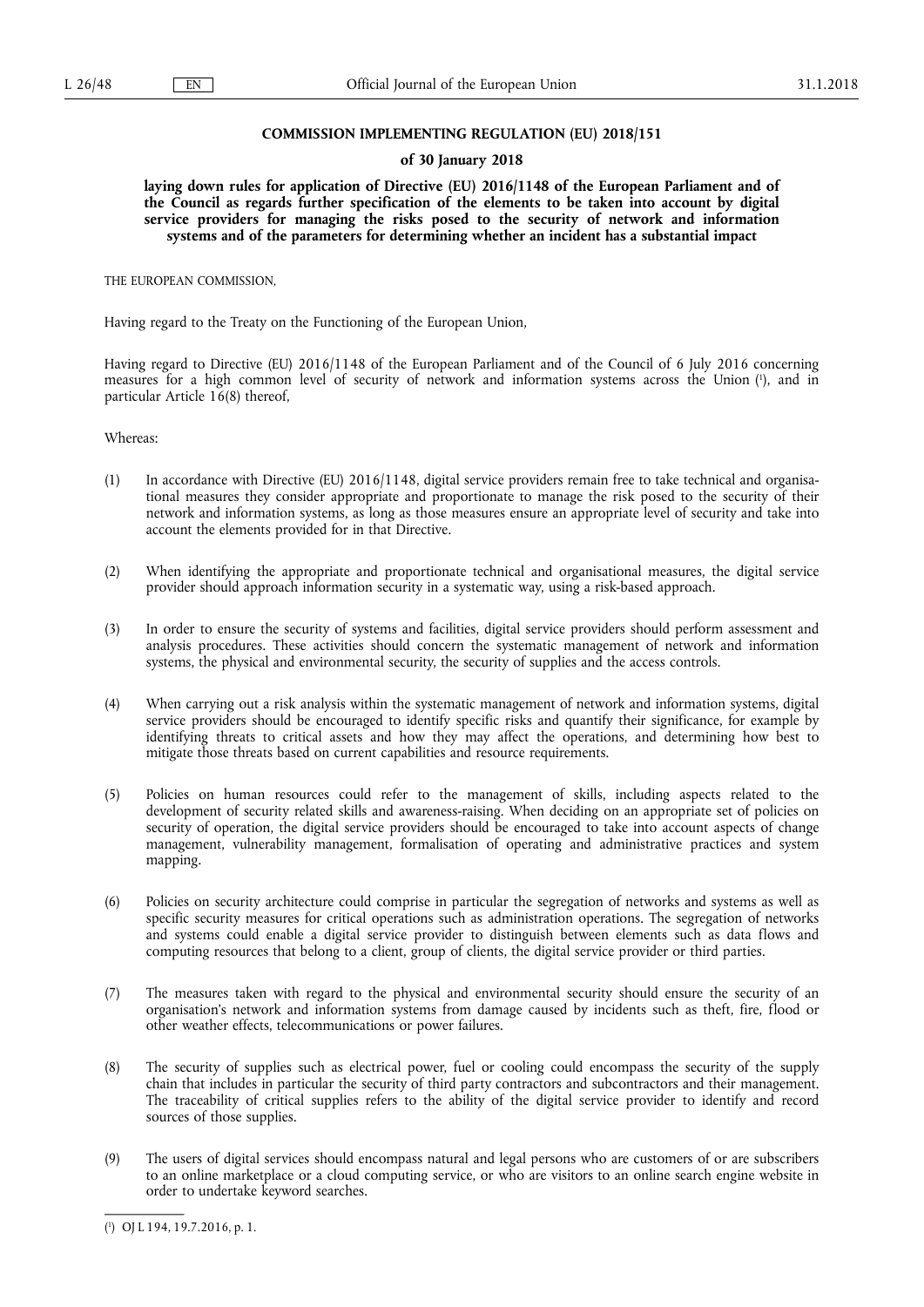**COMMISSION IMPLEMENTING REGULATION (EU) 2018/151**

**of 30 January 2018**

**laying down rules for application of Directive (EU) 2016/1148 of the European Parliament and of the Council as regards further specification of the elements to be taken into account by digital service providers for managing the risks posed to the security of network and information systems and of the parameters for determining whether an incident has a substantial impact**

THE EUROPEAN COMMISSION,

Having regard to the Treaty on the Functioning of the European Union,

Having regard to Directive (EU) 2016/1148 of the European Parliament and of the Council of 6 July 2016 concerning measures for a high common level of security of network and information systems across the Union [1], and in particular Article 16(8) thereof,

Whereas:

(1) In accordance with Directive (EU) 2016/1148, digital service providers remain free to take technical and organisational measures they consider appropriate and proportionate to manage the risk posed to the security of their network and information systems, as long as those measures ensure an appropriate level of security and take into account the elements provided for in that Directive.

(2) When identifying the appropriate and proportionate technical and organisational measures, the digital service provider should approach information security in a systematic way, using a risk-based approach.

(3) In order to ensure the security of systems and facilities, digital service providers should perform assessment and analysis procedures. These activities should concern the systematic management of network and information systems, the physical and environmental security, the security of supplies and the access controls.

(4) When carrying out a risk analysis within the systematic management of network and information systems, digital service providers should be encouraged to identify specific risks and quantify their significance, for example by identifying threats to critical assets and how they may affect the operations, and determining how best to mitigate those threats based on current capabilities and resource requirements.

(5) Policies on human resources could refer to the management of skills, including aspects related to the development of security related skills and awareness-raising. When deciding on an appropriate set of policies on security of operation, the digital service providers should be encouraged to take into account aspects of change management, vulnerability management, formalisation of operating and administrative practices and system mapping.

(6) Policies on security architecture could comprise in particular the segregation of networks and systems as well as specific security measures for critical operations such as administration operations. The segregation of networks and systems could enable a digital service provider to distinguish between elements such as data flows and computing resources that belong to a client, group of clients, the digital service provider or third parties.

(7) The measures taken with regard to the physical and environmental security should ensure the security of an organisation's network and information systems from damage caused by incidents such as theft, fire, flood or other weather effects, telecommunications or power failures.

(8) The security of supplies such as electrical power, fuel or cooling could encompass the security of the supply chain that includes in particular the security of third party contractors and subcontractors and their management. The traceability of critical supplies refers to the ability of the digital service provider to identify and record sources of those supplies.

(9) The users of digital services should encompass natural and legal persons who are customers of or are subscribers to an online marketplace or a cloud computing service, or who are visitors to an online search engine website in order to undertake keyword searches.

---

[1] OJ L 194, 19.7.2016, p. 1.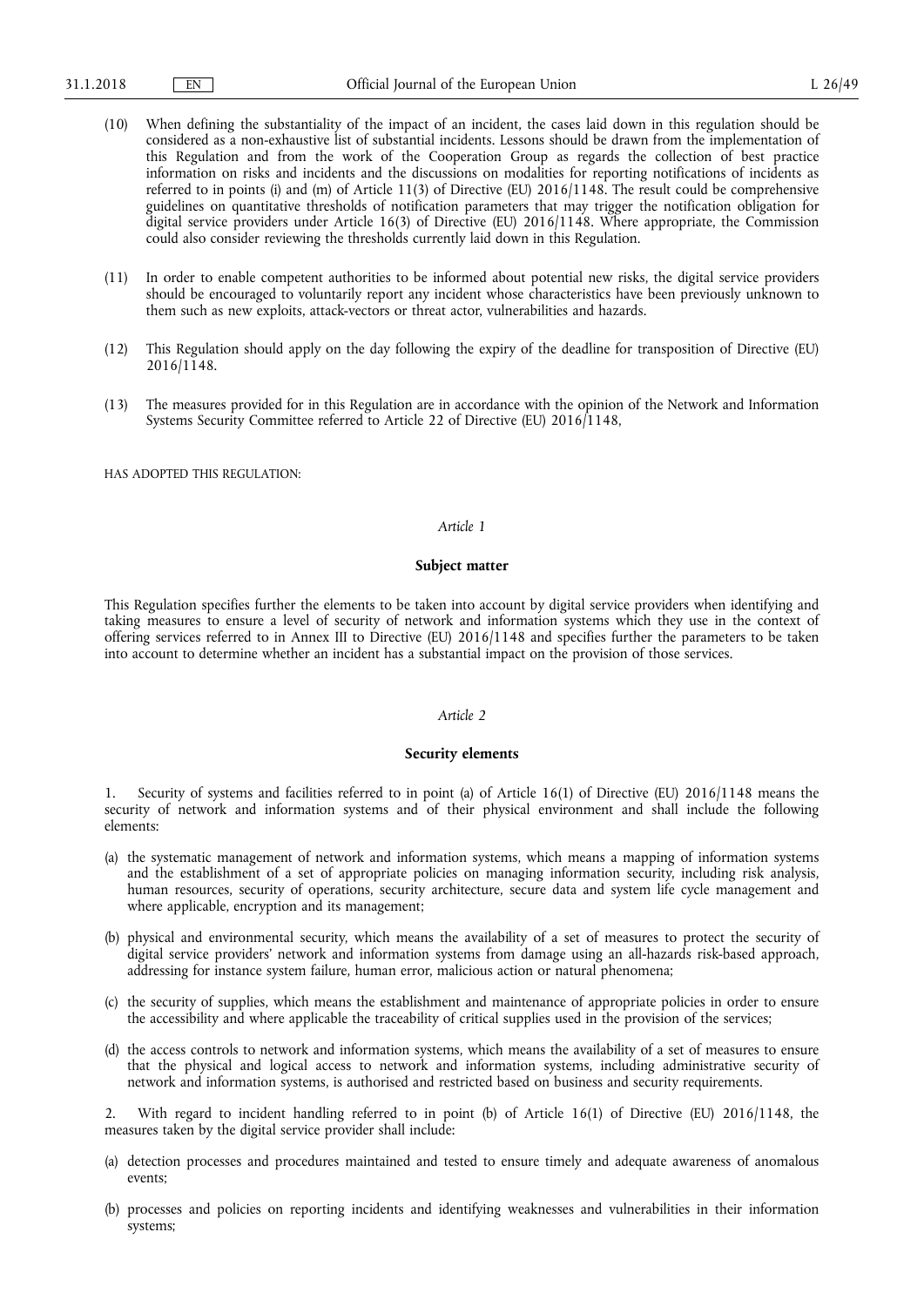(10) When defining the substantiality of the impact of an incident, the cases laid down in this regulation should be considered as a non-exhaustive list of substantial incidents. Lessons should be drawn from the implementation of this Regulation and from the work of the Cooperation Group as regards the collection of best practice information on risks and incidents and the discussions on modalities for reporting notifications of incidents as referred to in points (i) and (m) of Article 11(3) of Directive (EU) 2016/1148. The result could be comprehensive guidelines on quantitative thresholds of notification parameters that may trigger the notification obligation for digital service providers under Article 16(3) of Directive (EU) 2016/1148. Where appropriate, the Commission could also consider reviewing the thresholds currently laid down in this Regulation.

(11) In order to enable competent authorities to be informed about potential new risks, the digital service providers should be encouraged to voluntarily report any incident whose characteristics have been previously unknown to them such as new exploits, attack-vectors or threat actor, vulnerabilities and hazards.

(12) This Regulation should apply on the day following the expiry of the deadline for transposition of Directive (EU) 2016/1148.

(13) The measures provided for in this Regulation are in accordance with the opinion of the Network and Information Systems Security Committee referred to Article 22 of Directive (EU) 2016/1148,

HAS ADOPTED THIS REGULATION:

*Article 1*

**Subject matter**

This Regulation specifies further the elements to be taken into account by digital service providers when identifying and taking measures to ensure a level of security of network and information systems which they use in the context of offering services referred to in Annex III to Directive (EU) 2016/1148 and specifies further the parameters to be taken into account to determine whether an incident has a substantial impact on the provision of those services.

*Article 2*

**Security elements**

1. Security of systems and facilities referred to in point (a) of Article 16(1) of Directive (EU) 2016/1148 means the security of network and information systems and of their physical environment and shall include the following elements:

(a) the systematic management of network and information systems, which means a mapping of information systems and the establishment of a set of appropriate policies on managing information security, including risk analysis, human resources, security of operations, security architecture, secure data and system life cycle management and where applicable, encryption and its management;

(b) physical and environmental security, which means the availability of a set of measures to protect the security of digital service providers' network and information systems from damage using an all-hazards risk-based approach, addressing for instance system failure, human error, malicious action or natural phenomena;

(c) the security of supplies, which means the establishment and maintenance of appropriate policies in order to ensure the accessibility and where applicable the traceability of critical supplies used in the provision of the services;

(d) the access controls to network and information systems, which means the availability of a set of measures to ensure that the physical and logical access to network and information systems, including administrative security of network and information systems, is authorised and restricted based on business and security requirements.

2. With regard to incident handling referred to in point (b) of Article 16(1) of Directive (EU) 2016/1148, the measures taken by the digital service provider shall include:

(a) detection processes and procedures maintained and tested to ensure timely and adequate awareness of anomalous events;

(b) processes and policies on reporting incidents and identifying weaknesses and vulnerabilities in their information systems;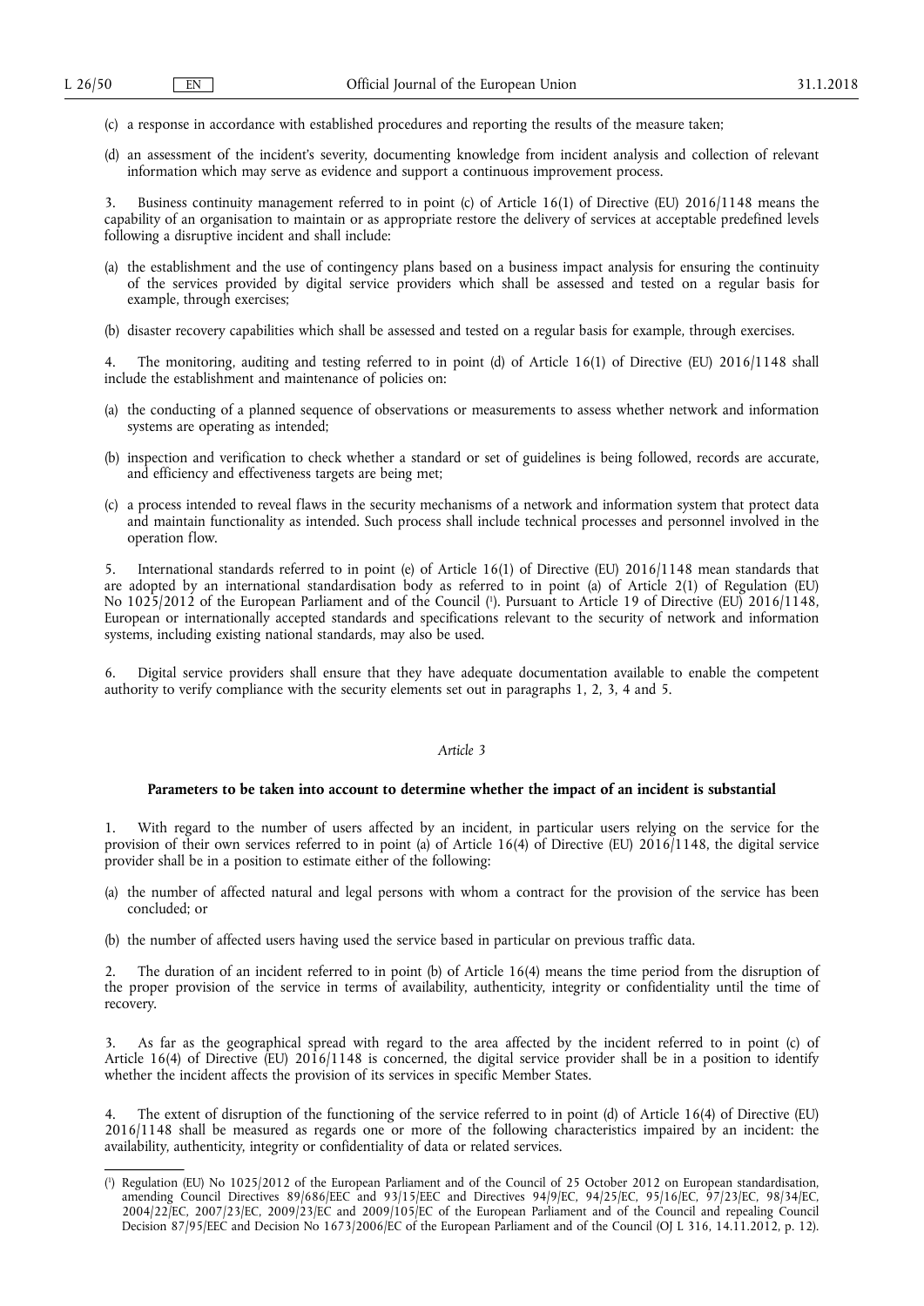(c) a response in accordance with established procedures and reporting the results of the measure taken;

(d) an assessment of the incident's severity, documenting knowledge from incident analysis and collection of relevant information which may serve as evidence and support a continuous improvement process.

3. Business continuity management referred to in point (c) of Article 16(1) of Directive (EU) 2016/1148 means the capability of an organisation to maintain or as appropriate restore the delivery of services at acceptable predefined levels following a disruptive incident and shall include:

(a) the establishment and the use of contingency plans based on a business impact analysis for ensuring the continuity of the services provided by digital service providers which shall be assessed and tested on a regular basis for example, through exercises;

(b) disaster recovery capabilities which shall be assessed and tested on a regular basis for example, through exercises.

4. The monitoring, auditing and testing referred to in point (d) of Article 16(1) of Directive (EU) 2016/1148 shall include the establishment and maintenance of policies on:

(a) the conducting of a planned sequence of observations or measurements to assess whether network and information systems are operating as intended;

(b) inspection and verification to check whether a standard or set of guidelines is being followed, records are accurate, and efficiency and effectiveness targets are being met;

(c) a process intended to reveal flaws in the security mechanisms of a network and information system that protect data and maintain functionality as intended. Such process shall include technical processes and personnel involved in the operation flow.

5. International standards referred to in point (e) of Article 16(1) of Directive (EU) 2016/1148 mean standards that are adopted by an international standardisation body as referred to in point (a) of Article 2(1) of Regulation (EU) No 1025/2012 of the European Parliament and of the Council [1]. Pursuant to Article 19 of Directive (EU) 2016/1148, European or internationally accepted standards and specifications relevant to the security of network and information systems, including existing national standards, may also be used.

6. Digital service providers shall ensure that they have adequate documentation available to enable the competent authority to verify compliance with the security elements set out in paragraphs 1, 2, 3, 4 and 5.

*Article 3*

**Parameters to be taken into account to determine whether the impact of an incident is substantial**

1. With regard to the number of users affected by an incident, in particular users relying on the service for the provision of their own services referred to in point (a) of Article 16(4) of Directive (EU) 2016/1148, the digital service provider shall be in a position to estimate either of the following:

(a) the number of affected natural and legal persons with whom a contract for the provision of the service has been concluded; or

(b) the number of affected users having used the service based in particular on previous traffic data.

2. The duration of an incident referred to in point (b) of Article 16(4) means the time period from the disruption of the proper provision of the service in terms of availability, authenticity, integrity or confidentiality until the time of recovery.

3. As far as the geographical spread with regard to the area affected by the incident referred to in point (c) of Article 16(4) of Directive (EU) 2016/1148 is concerned, the digital service provider shall be in a position to identify whether the incident affects the provision of its services in specific Member States.

4. The extent of disruption of the functioning of the service referred to in point (d) of Article 16(4) of Directive (EU) 2016/1148 shall be measured as regards one or more of the following characteristics impaired by an incident: the availability, authenticity, integrity or confidentiality of data or related services.

---

[1] Regulation (EU) No 1025/2012 of the European Parliament and of the Council of 25 October 2012 on European standardisation, amending Council Directives 89/686/EEC and 93/15/EEC and Directives 94/9/EC, 94/25/EC, 95/16/EC, 97/23/EC, 98/34/EC, 2004/22/EC, 2007/23/EC, 2009/23/EC and 2009/105/EC of the European Parliament and of the Council and repealing Council Decision 87/95/EEC and Decision No 1673/2006/EC of the European Parliament and of the Council (OJ L 316, 14.11.2012, p. 12).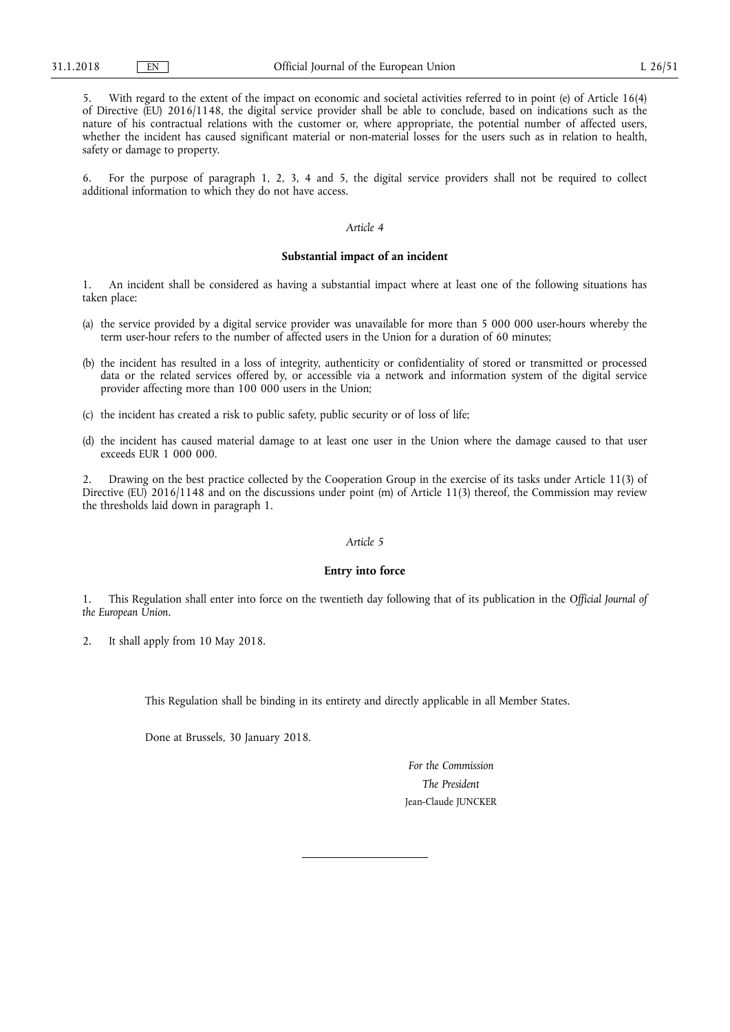5. With regard to the extent of the impact on economic and societal activities referred to in point (e) of Article 16(4) of Directive (EU) 2016/1148, the digital service provider shall be able to conclude, based on indications such as the nature of his contractual relations with the customer or, where appropriate, the potential number of affected users, whether the incident has caused significant material or non-material losses for the users such as in relation to health, safety or damage to property.

6. For the purpose of paragraph 1, 2, 3, 4 and 5, the digital service providers shall not be required to collect additional information to which they do not have access.

*Article 4*

**Substantial impact of an incident**

1. An incident shall be considered as having a substantial impact where at least one of the following situations has taken place:

(a) the service provided by a digital service provider was unavailable for more than 5 000 000 user-hours whereby the term user-hour refers to the number of affected users in the Union for a duration of 60 minutes;

(b) the incident has resulted in a loss of integrity, authenticity or confidentiality of stored or transmitted or processed data or the related services offered by, or accessible via a network and information system of the digital service provider affecting more than 100 000 users in the Union;

(c) the incident has created a risk to public safety, public security or of loss of life;

(d) the incident has caused material damage to at least one user in the Union where the damage caused to that user exceeds EUR 1 000 000.

2. Drawing on the best practice collected by the Cooperation Group in the exercise of its tasks under Article 11(3) of Directive (EU) 2016/1148 and on the discussions under point (m) of Article 11(3) thereof, the Commission may review the thresholds laid down in paragraph 1.

*Article 5*

**Entry into force**

1. This Regulation shall enter into force on the twentieth day following that of its publication in the *Official Journal of the European Union*.

2. It shall apply from 10 May 2018.

This Regulation shall be binding in its entirety and directly applicable in all Member States.

Done at Brussels, 30 January 2018.

*For the Commission*

*The President*

Jean-Claude JUNCKER